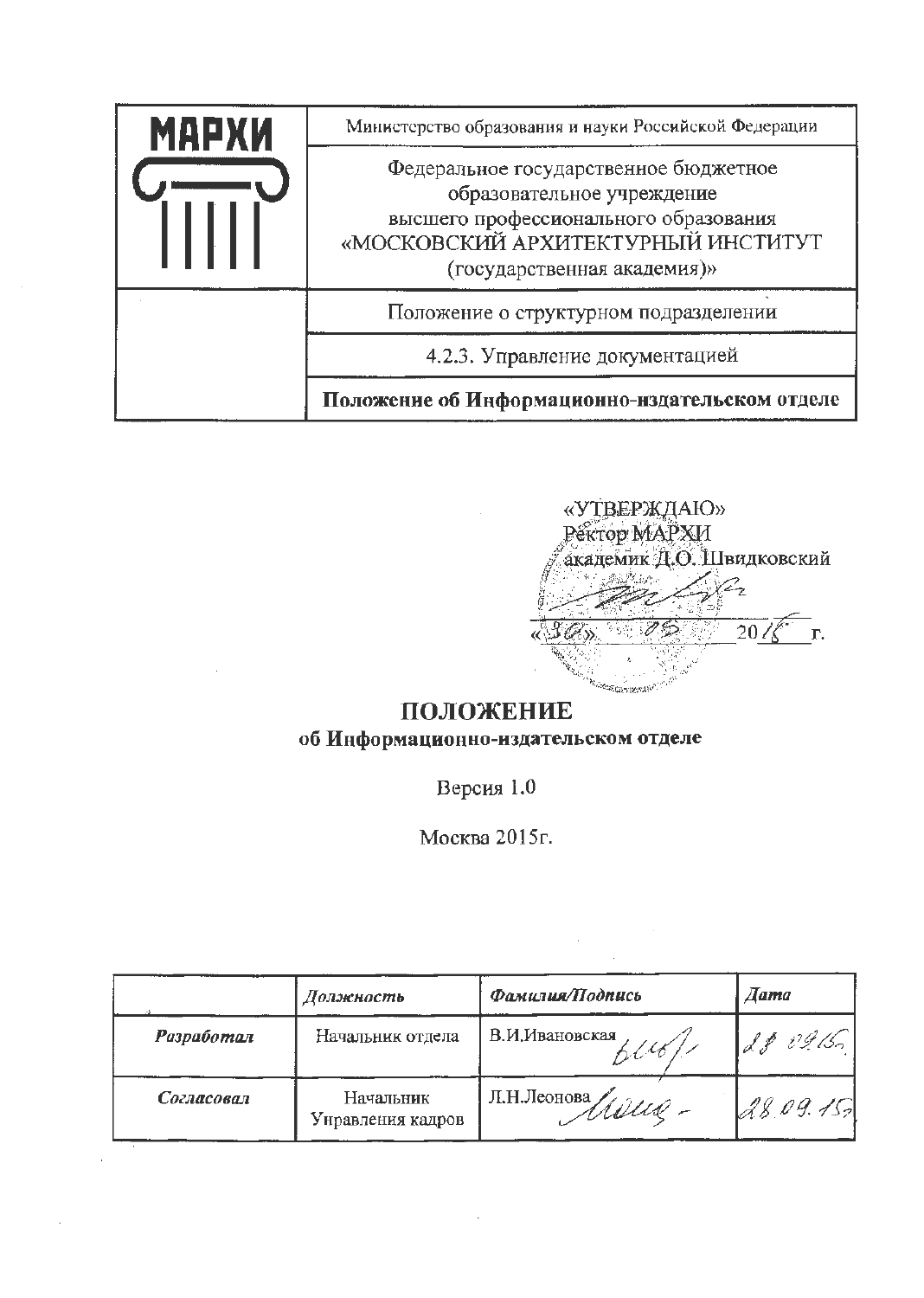| МАРХИ | Министерство образования и науки Российской Федерации |
|---|---|
| | Федеральное государственное бюджетное образовательное учреждение высшего профессионального образования «МОСКОВСКИЙ АРХИТЕКТУРНЫЙ ИНСТИТУТ (государственная академия)» |
| | Положение о структурном подразделении |
| | 4.2.3. Управление документацией |
| | **Положение об Информационно-издательском отделе** |

«УТВЕРЖДАЮ»
Ректор МАРХИ
академик Д.О. Швидковский

«30» 09 2015 г.

# ПОЛОЖЕНИЕ
## об Информационно-издательском отделе

Версия 1.0

Москва 2015г.

| | *Должность* | *Фамилия/Подпись* | *Дата* |
|---|---|---|---|
| ***Разработал*** | Начальник отдела | В.И.Ивановская | 28.09.15г. |
| ***Согласовал*** | Начальник Управления кадров | Л.Н.Леонова | 28.09.15г. |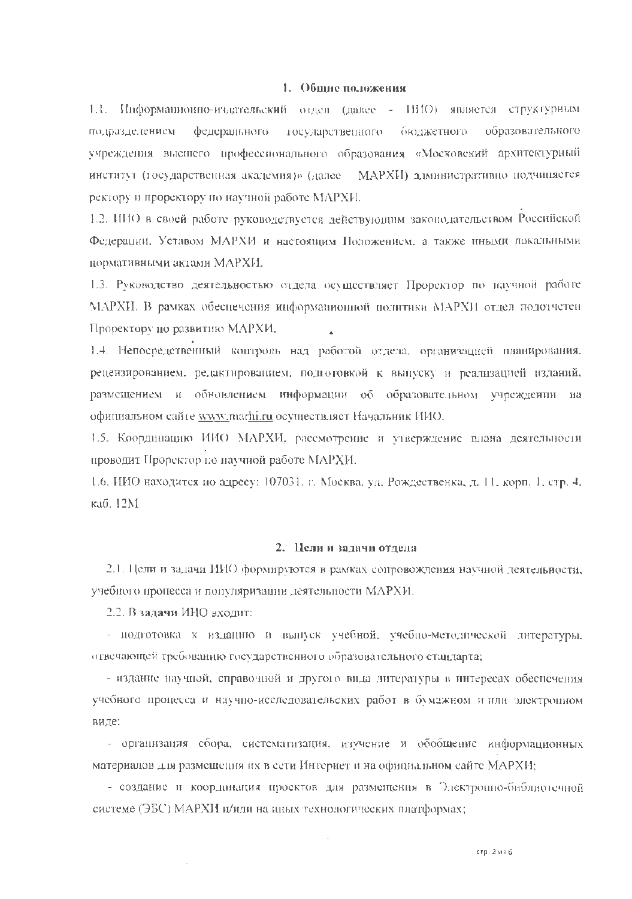## 1. Общие положения

1.1. Информационно-издательский отдел (далее - ИИО) является структурным подразделением федерального государственного бюджетного образовательного учреждения высшего профессионального образования «Московский архитектурный институт (государственная академия)» (далее МАРХИ) административно подчиняется ректору и проректору по научной работе МАРХИ.

1.2. ИИО в своей работе руководствуется действующим законодательством Российской Федерации, Уставом МАРХИ и настоящим Положением, а также иными локальными нормативными актами МАРХИ.

1.3. Руководство деятельностью отдела осуществляет Проректор по научной работе МАРХИ. В рамках обеспечения информационной политики МАРХИ отдел подотчетен Проректору по развитию МАРХИ.

1.4. Непосредственный контроль над работой отдела, организацией планирования, рецензированием, редактированием, подготовкой к выпуску и реализацией изданий, размещением и обновлением информации об образовательном учреждении на официальном сайте www.marhi.ru осуществляет Начальник ИИО.

1.5. Координацию ИИО МАРХИ, рассмотрение и утверждение плана деятельности проводит Проректор по научной работе МАРХИ.

1.6. ИИО находится по адресу: 107031, г. Москва, ул. Рождественка, д. 11, корп. 1, стр. 4, каб. 12М

## 2. Цели и задачи отдела

2.1. Цели и задачи ИИО формируются в рамках сопровождения научной деятельности, учебного процесса и популяризации деятельности МАРХИ.

2.2. В **задачи** ИИО входит:

- подготовка к изданию и выпуск учебной, учебно-методической литературы, отвечающей требованию государственного образовательного стандарта;
- издание научной, справочной и другого вида литературы в интересах обеспечения учебного процесса и научно-исследовательских работ в бумажном и/или электронном виде;
- организация сбора, систематизация, изучение и обобщение информационных материалов для размещения их в сети Интернет и на официальном сайте МАРХИ;
- создание и координация проектов для размещения в Электронно-библиотечной системе (ЭБС) МАРХИ и/или на иных технологических платформах;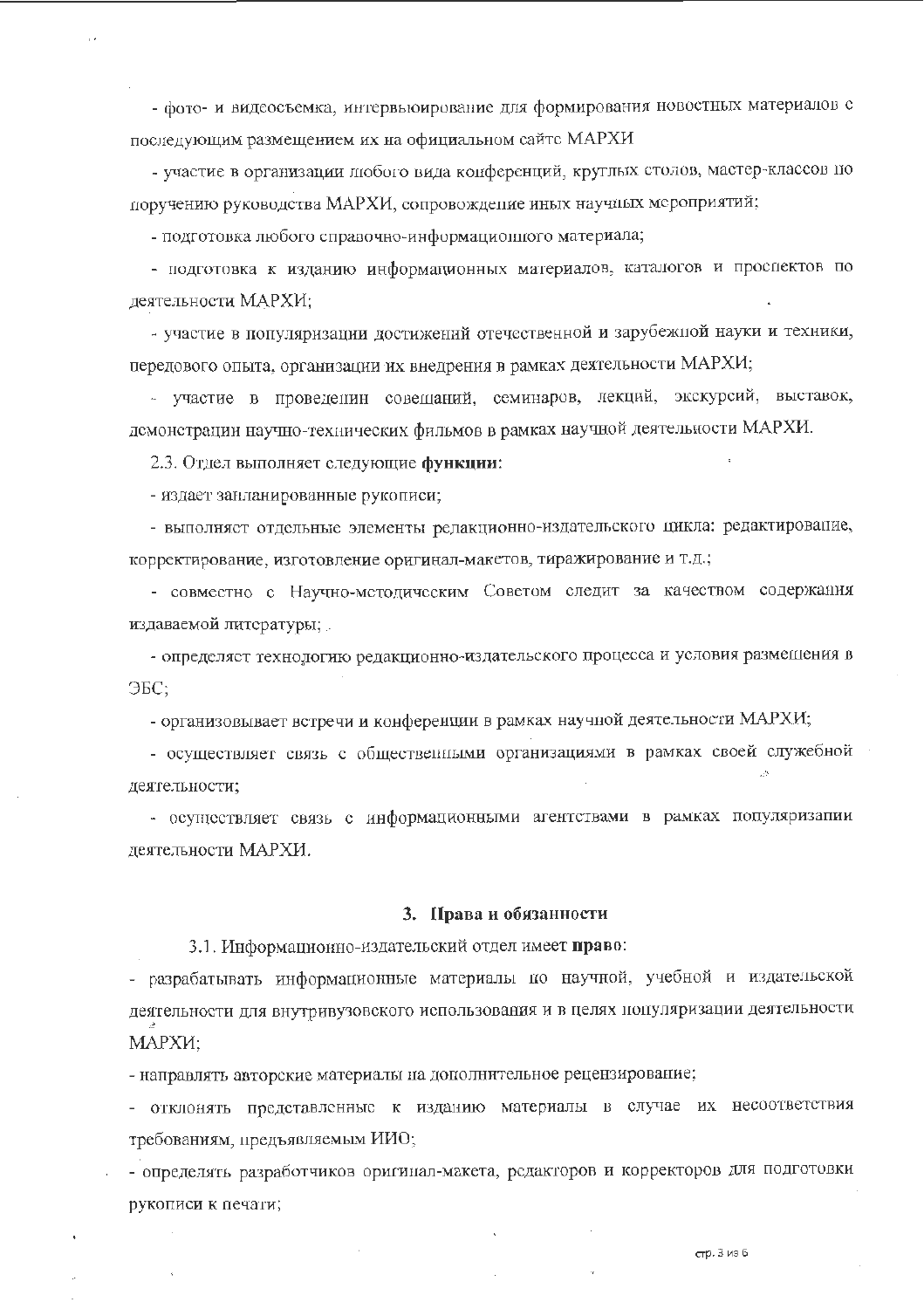- фото- и видеосъемка, интервьюирование для формирования новостных материалов с последующим размещением их на официальном сайте МАРХИ

- участие в организации любого вида конференций, круглых столов, мастер-классов по поручению руководства МАРХИ, сопровождение иных научных мероприятий;

- подготовка любого справочно-информационного материала;

- подготовка к изданию информационных материалов, каталогов и проспектов по деятельности МАРХИ;

- участие в популяризации достижений отечественной и зарубежной науки и техники, передового опыта, организации их внедрения в рамках деятельности МАРХИ;

- участие в проведении совещаний, семинаров, лекций, экскурсий, выставок, демонстрации научно-технических фильмов в рамках научной деятельности МАРХИ.

2.3. Отдел выполняет следующие **функции**:

- издает запланированные рукописи;

- выполняет отдельные элементы редакционно-издательского цикла: редактирование, корректирование, изготовление оригинал-макетов, тиражирование и т.д.;

- совместно с Научно-методическим Советом следит за качеством содержания издаваемой литературы;

- определяет технологию редакционно-издательского процесса и условия размещения в ЭБС;

- организовывает встречи и конференции в рамках научной деятельности МАРХИ;

- осуществляет связь с общественными организациями в рамках своей служебной деятельности;

- осуществляет связь с информационными агентствами в рамках популяризации деятельности МАРХИ.

## 3. Права и обязанности

3.1. Информационно-издательский отдел имеет **право**:

- разрабатывать информационные материалы по научной, учебной и издательской деятельности для внутривузовского использования и в целях популяризации деятельности МАРХИ;

- направлять авторские материалы на дополнительное рецензирование;

- отклонять представленные к изданию материалы в случае их несоответствия требованиям, предъявляемым ИИО;

- определять разработчиков оригинал-макета, редакторов и корректоров для подготовки рукописи к печати;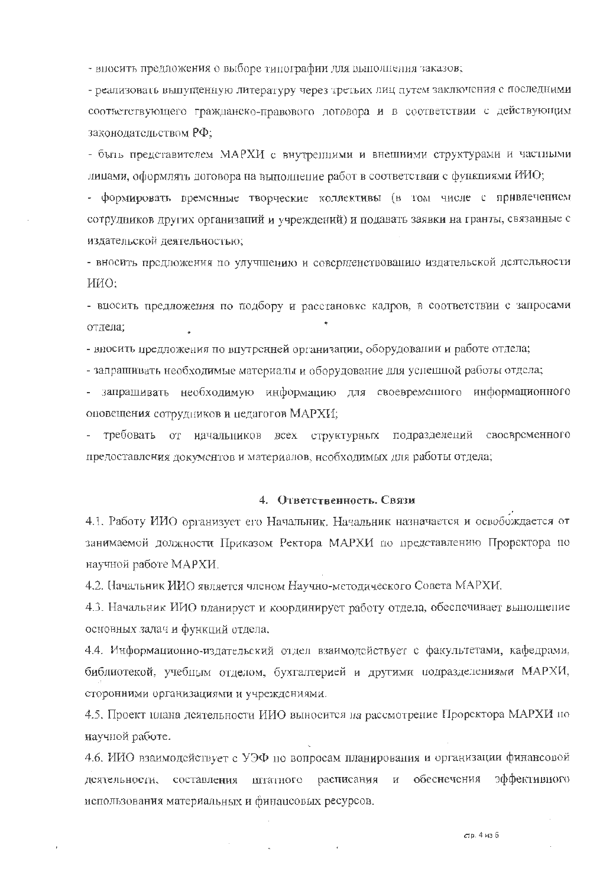- вносить предложения о выборе типографии для выполнения заказов;

- реализовать выпущенную литературу через третьих лиц путем заключения с последними соответствующего гражданско-правового договора и в соответствии с действующим законодательством РФ;

- быть представителем МАРХИ с внутренними и внешними структурами и частными лицами, оформлять договора на выполнение работ в соответствии с функциями ИИО;

- формировать временные творческие коллективы (в том числе с привлечением сотрудников других организаций и учреждений) и подавать заявки на гранты, связанные с издательской деятельностью;

- вносить предложения по улучшению и совершенствованию издательской деятельности ИИО;

- вносить предложения по подбору и расстановке кадров, в соответствии с запросами отдела;

- вносить предложения по внутренней организации, оборудовании и работе отдела;

- запрашивать необходимые материалы и оборудование для успешной работы отдела;

- запрашивать необходимую информацию для своевременного информационного оповещения сотрудников и педагогов МАРХИ;

- требовать от начальников всех структурных подразделений своевременного предоставления документов и материалов, необходимых для работы отдела;

## 4. Ответственность. Связи

4.1. Работу ИИО организует его Начальник. Начальник назначается и освобождается от занимаемой должности Приказом Ректора МАРХИ по представлению Проректора по научной работе МАРХИ.

4.2. Начальник ИИО является членом Научно-методического Совета МАРХИ.

4.3. Начальник ИИО планирует и координирует работу отдела, обеспечивает выполнение основных задач и функций отдела.

4.4. Информационно-издательский отдел взаимодействует с факультетами, кафедрами, библиотекой, учебным отделом, бухгалтерией и другими подразделениями МАРХИ, сторонними организациями и учреждениями.

4.5. Проект плана деятельности ИИО выносится на рассмотрение Проректора МАРХИ по научной работе.

4.6. ИИО взаимодействует с УЭФ по вопросам планирования и организации финансовой деятельности, составления штатного расписания и обеспечения эффективного использования материальных и финансовых ресурсов.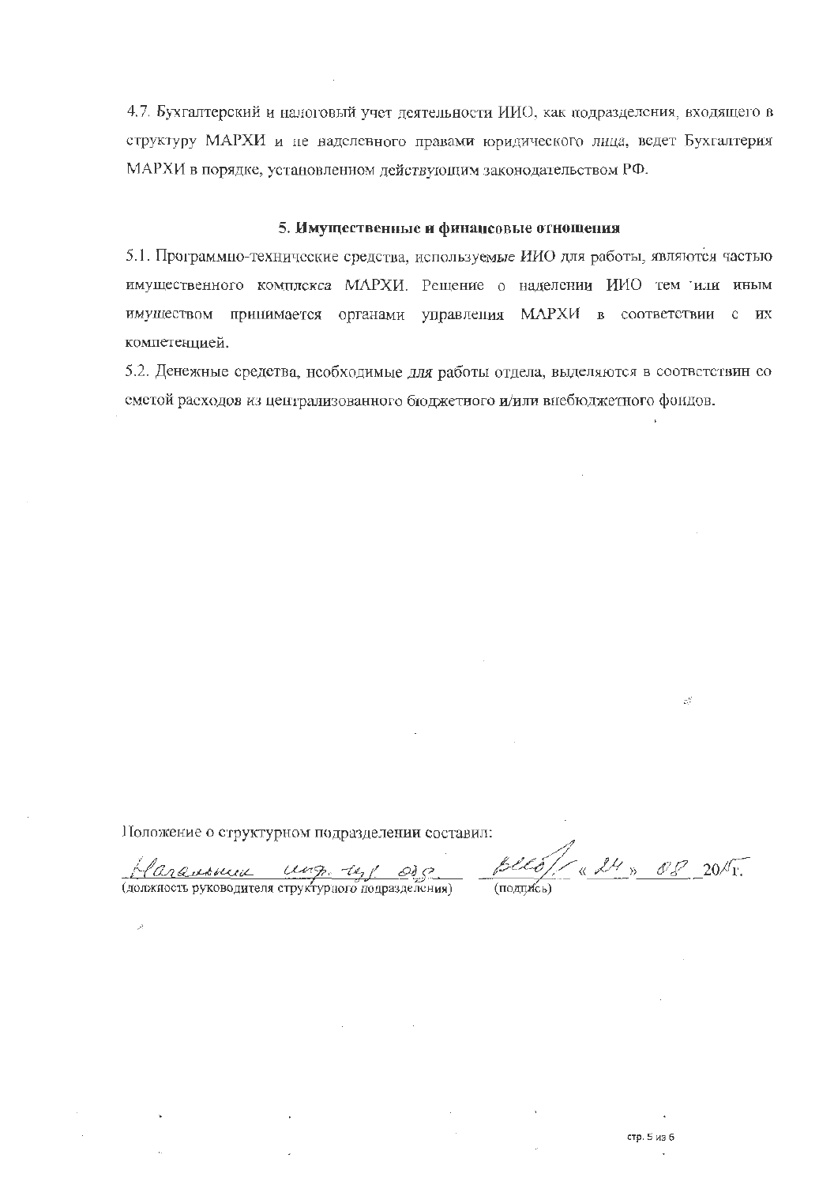4.7. Бухгалтерский и налоговый учет деятельности ИИО, как подразделения, входящего в структуру МАРХИ и не наделенного правами юридического лица, ведет Бухгалтерия МАРХИ в порядке, установленном действующим законодательством РФ.

## 5. Имущественные и финансовые отношения

5.1. Программно-технические средства, используемые ИИО для работы, являются частью имущественного комплекса МАРХИ. Решение о наделении ИИО тем или иным имуществом принимается органами управления МАРХИ в соответствии с их компетенцией.

5.2. Денежные средства, необходимые для работы отдела, выделяются в соответствии со сметой расходов из централизованного бюджетного и/или внебюджетного фондов.

Положение о структурном подразделении составил:

Начальник инф.-изд. отд. _______ «24» 08 2015г.

(должность руководителя структурного подразделения) (подпись)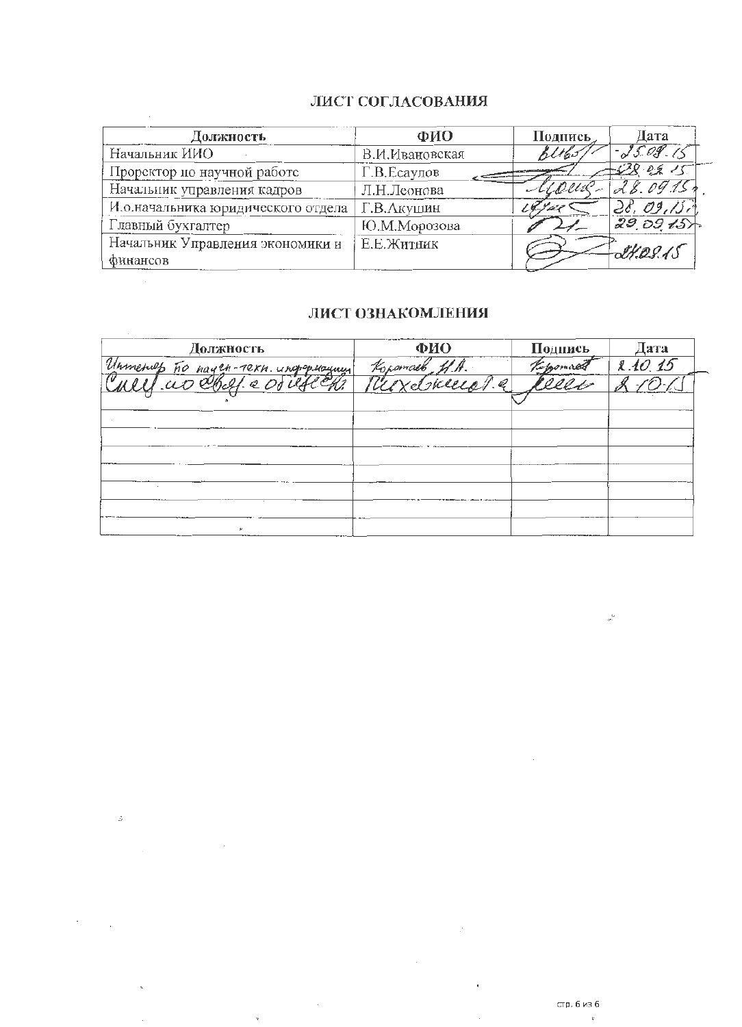## ЛИСТ СОГЛАСОВАНИЯ

| Должность | ФИО | Подпись | Дата |
|---|---|---|---|
| Начальник ИИО | В.И.Ивановская | | 25.09.15 |
| Проректор по научной работе | Г.В.Есаулов | | 28.09.15 |
| Начальник управления кадров | Л.Н.Леонова | | 28.09.15г. |
| И.о.начальника юридического отдела | Г.В.Акушин | | 28.09.15г. |
| Главный бухгалтер | Ю.М.Морозова | | 29.09.15г. |
| Начальник Управления экономики и финансов | Е.Е.Житник | | 24.09.15 |

## ЛИСТ ОЗНАКОМЛЕНИЯ

| Должность | ФИО | Подпись | Дата |
|---|---|---|---|
| Инженер по научн-техн. информации | Коротаев И.А. | | 2.10.15 |
| Спец. по связ. с общест. | Пехтерева Т.С. | | 2.10.15 |
| | | | |
| | | | |
| | | | |
| | | | |
| | | | |
| | | | |
| | | | |